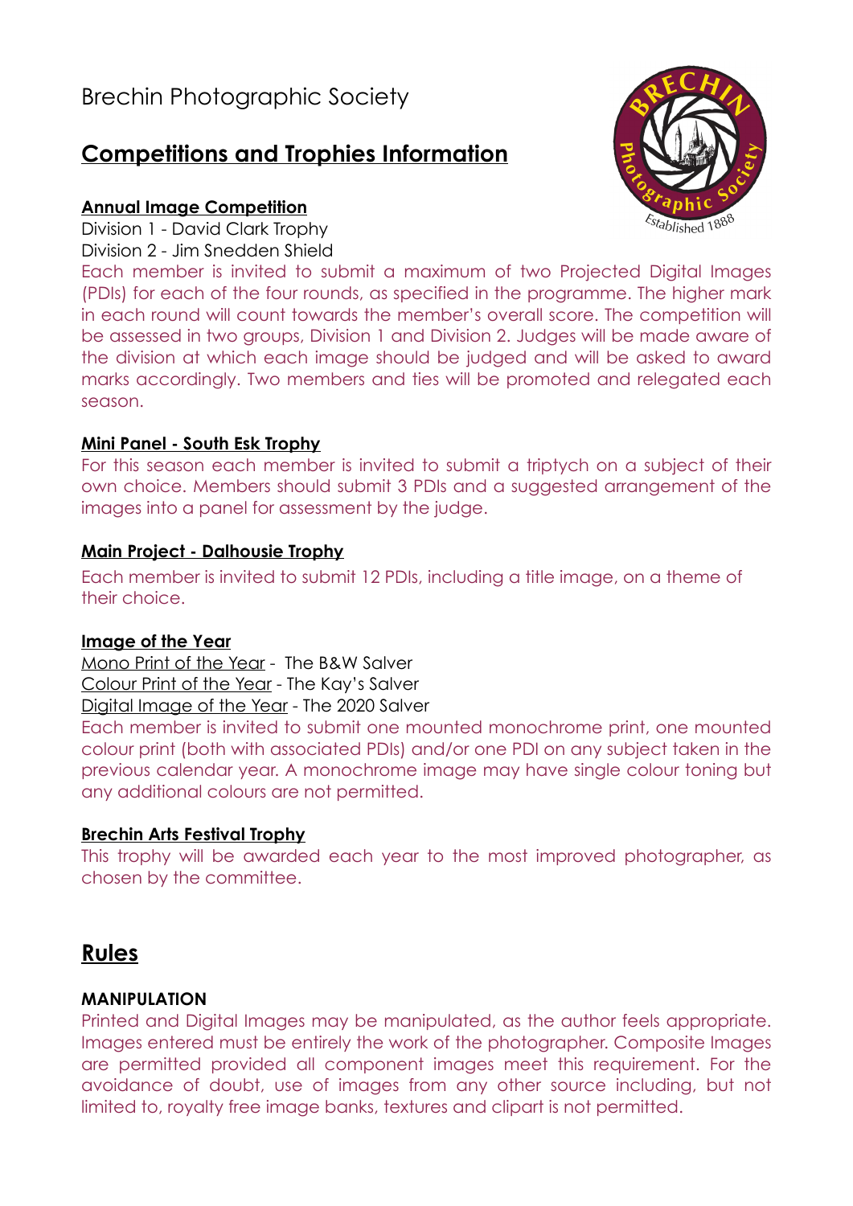Brechin Photographic Society

# Competitions and Trophies Information

### Annual Image Competition

Division 1 - David Clark Trophy
Division 2 - Jim Snedden Shield

Each member is invited to submit a maximum of two Projected Digital Images (PDIs) for each of the four rounds, as specified in the programme. The higher mark in each round will count towards the member's overall score. The competition will be assessed in two groups, Division 1 and Division 2. Judges will be made aware of the division at which each image should be judged and will be asked to award marks accordingly. Two members and ties will be promoted and relegated each season.

### Mini Panel - South Esk Trophy

For this season each member is invited to submit a triptych on a subject of their own choice. Members should submit 3 PDIs and a suggested arrangement of the images into a panel for assessment by the judge.

### Main Project - Dalhousie Trophy

Each member is invited to submit 12 PDIs, including a title image, on a theme of their choice.

### Image of the Year

Mono Print of the Year - The B&W Salver
Colour Print of the Year - The Kay's Salver
Digital Image of the Year - The 2020 Salver

Each member is invited to submit one mounted monochrome print, one mounted colour print (both with associated PDIs) and/or one PDI on any subject taken in the previous calendar year. A monochrome image may have single colour toning but any additional colours are not permitted.

### Brechin Arts Festival Trophy

This trophy will be awarded each year to the most improved photographer, as chosen by the committee.

## Rules

**MANIPULATION**

Printed and Digital Images may be manipulated, as the author feels appropriate. Images entered must be entirely the work of the photographer. Composite Images are permitted provided all component images meet this requirement. For the avoidance of doubt, use of images from any other source including, but not limited to, royalty free image banks, textures and clipart is not permitted.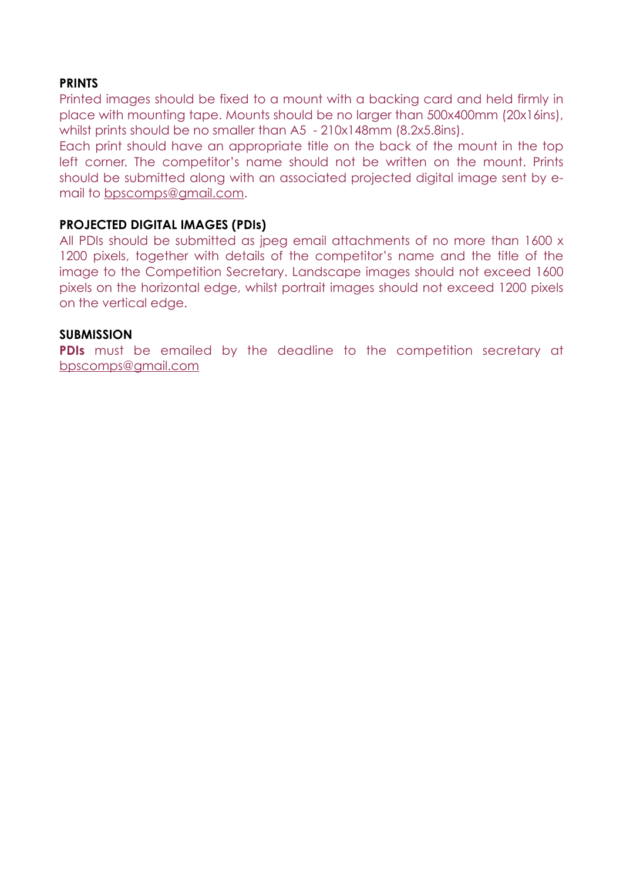## PRINTS

Printed images should be fixed to a mount with a backing card and held firmly in place with mounting tape. Mounts should be no larger than 500x400mm (20x16ins), whilst prints should be no smaller than A5 - 210x148mm (8.2x5.8ins).

Each print should have an appropriate title on the back of the mount in the top left corner. The competitor's name should not be written on the mount. Prints should be submitted along with an associated projected digital image sent by e-mail to bpscomps@gmail.com.

## PROJECTED DIGITAL IMAGES (PDIs)

All PDIs should be submitted as jpeg email attachments of no more than 1600 x 1200 pixels, together with details of the competitor's name and the title of the image to the Competition Secretary. Landscape images should not exceed 1600 pixels on the horizontal edge, whilst portrait images should not exceed 1200 pixels on the vertical edge.

## SUBMISSION

**PDIs** must be emailed by the deadline to the competition secretary at bpscomps@gmail.com